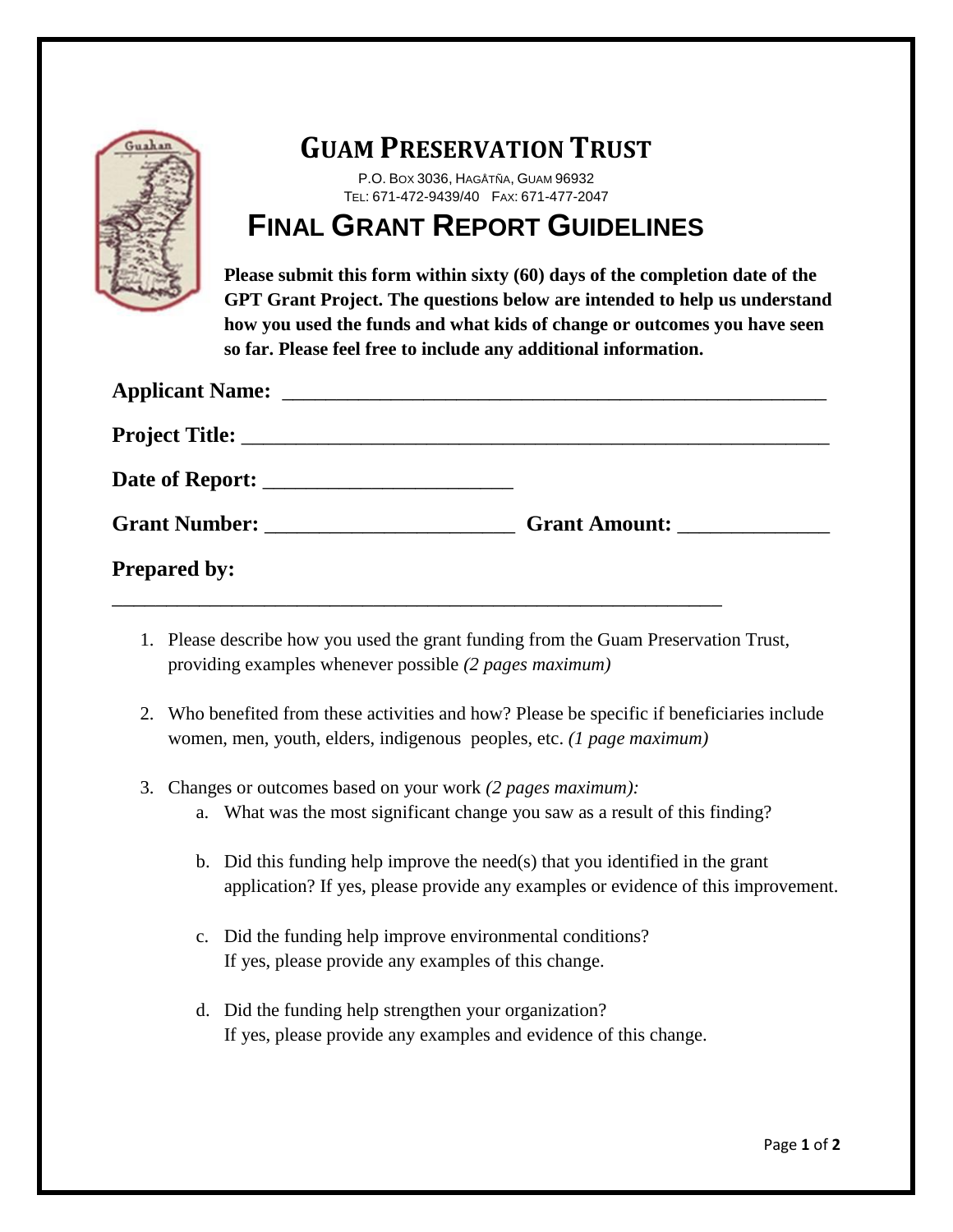# GUAM PRESERVATION TRUST

P.O. BOX 3036, HAGÅTÑA, GUAM 96932
TEL: 671-472-9439/40 FAX: 671-477-2047

## FINAL GRANT REPORT GUIDELINES

**Please submit this form within sixty (60) days of the completion date of the GPT Grant Project. The questions below are intended to help us understand how you used the funds and what kids of change or outcomes you have seen so far. Please feel free to include any additional information.**

**Applicant Name:** ____________________________________________________

**Project Title:** ______________________________________________________

**Date of Report:** ______________________

**Grant Number:** ______________________ **Grant Amount:** _____________

**Prepared by:**

__________________________________________________________

1. Please describe how you used the grant funding from the Guam Preservation Trust, providing examples whenever possible *(2 pages maximum)*

2. Who benefited from these activities and how? Please be specific if beneficiaries include women, men, youth, elders, indigenous peoples, etc. *(1 page maximum)*

3. Changes or outcomes based on your work *(2 pages maximum):*
   a. What was the most significant change you saw as a result of this finding?

   b. Did this funding help improve the need(s) that you identified in the grant application? If yes, please provide any examples or evidence of this improvement.

   c. Did the funding help improve environmental conditions? If yes, please provide any examples of this change.

   d. Did the funding help strengthen your organization? If yes, please provide any examples and evidence of this change.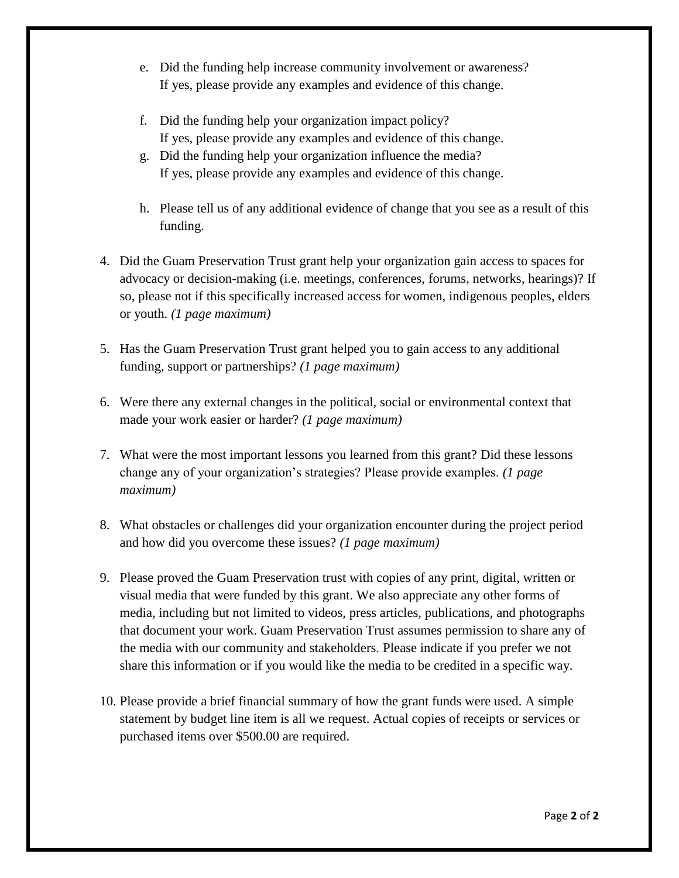e. Did the funding help increase community involvement or awareness?
   If yes, please provide any examples and evidence of this change.

f. Did the funding help your organization impact policy?
   If yes, please provide any examples and evidence of this change.

g. Did the funding help your organization influence the media?
   If yes, please provide any examples and evidence of this change.

h. Please tell us of any additional evidence of change that you see as a result of this funding.

4. Did the Guam Preservation Trust grant help your organization gain access to spaces for advocacy or decision-making (i.e. meetings, conferences, forums, networks, hearings)? If so, please not if this specifically increased access for women, indigenous peoples, elders or youth. *(1 page maximum)*

5. Has the Guam Preservation Trust grant helped you to gain access to any additional funding, support or partnerships? *(1 page maximum)*

6. Were there any external changes in the political, social or environmental context that made your work easier or harder? *(1 page maximum)*

7. What were the most important lessons you learned from this grant? Did these lessons change any of your organization's strategies? Please provide examples. *(1 page maximum)*

8. What obstacles or challenges did your organization encounter during the project period and how did you overcome these issues? *(1 page maximum)*

9. Please proved the Guam Preservation trust with copies of any print, digital, written or visual media that were funded by this grant. We also appreciate any other forms of media, including but not limited to videos, press articles, publications, and photographs that document your work. Guam Preservation Trust assumes permission to share any of the media with our community and stakeholders. Please indicate if you prefer we not share this information or if you would like the media to be credited in a specific way.

10. Please provide a brief financial summary of how the grant funds were used. A simple statement by budget line item is all we request. Actual copies of receipts or services or purchased items over $500.00 are required.